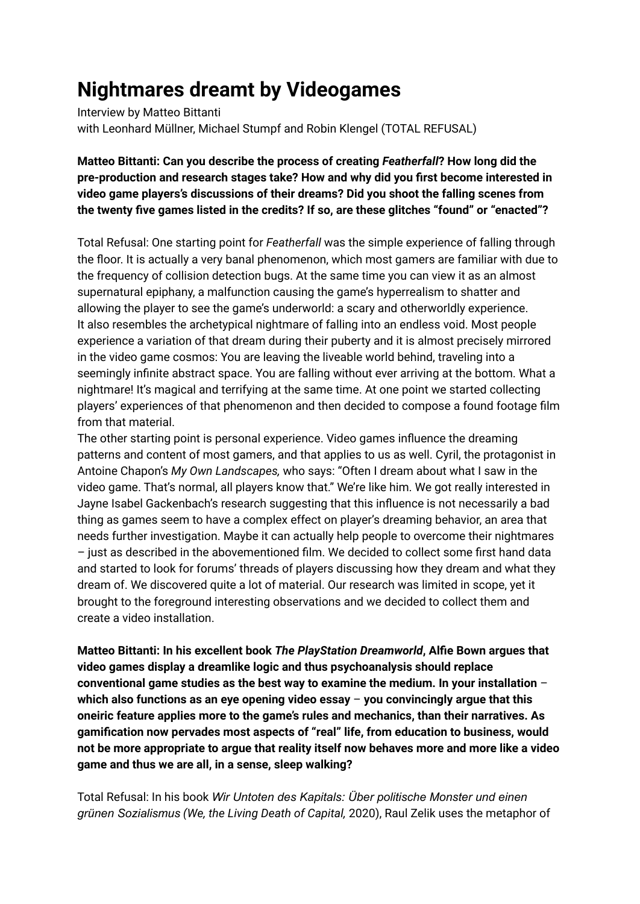# Nightmares dreamt by Videogames

Interview by Matteo Bittanti
with Leonhard Müllner, Michael Stumpf and Robin Klengel (TOTAL REFUSAL)

**Matteo Bittanti: Can you describe the process of creating *Featherfall*? How long did the pre-production and research stages take? How and why did you first become interested in video game players's discussions of their dreams? Did you shoot the falling scenes from the twenty five games listed in the credits? If so, are these glitches "found" or "enacted"?**

Total Refusal: One starting point for *Featherfall* was the simple experience of falling through the floor. It is actually a very banal phenomenon, which most gamers are familiar with due to the frequency of collision detection bugs. At the same time you can view it as an almost supernatural epiphany, a malfunction causing the game's hyperrealism to shatter and allowing the player to see the game's underworld: a scary and otherworldly experience. It also resembles the archetypical nightmare of falling into an endless void. Most people experience a variation of that dream during their puberty and it is almost precisely mirrored in the video game cosmos: You are leaving the liveable world behind, traveling into a seemingly infinite abstract space. You are falling without ever arriving at the bottom. What a nightmare! It's magical and terrifying at the same time. At one point we started collecting players' experiences of that phenomenon and then decided to compose a found footage film from that material.

The other starting point is personal experience. Video games influence the dreaming patterns and content of most gamers, and that applies to us as well. Cyril, the protagonist in Antoine Chapon's *My Own Landscapes,* who says: "Often I dream about what I saw in the video game. That's normal, all players know that." We're like him. We got really interested in Jayne Isabel Gackenbach's research suggesting that this influence is not necessarily a bad thing as games seem to have a complex effect on player's dreaming behavior, an area that needs further investigation. Maybe it can actually help people to overcome their nightmares – just as described in the abovementioned film. We decided to collect some first hand data and started to look for forums' threads of players discussing how they dream and what they dream of. We discovered quite a lot of material. Our research was limited in scope, yet it brought to the foreground interesting observations and we decided to collect them and create a video installation.

**Matteo Bittanti: In his excellent book *The PlayStation Dreamworld*, Alfie Bown argues that video games display a dreamlike logic and thus psychoanalysis should replace conventional game studies as the best way to examine the medium. In your installation – which also functions as an eye opening video essay – you convincingly argue that this oneiric feature applies more to the game's rules and mechanics, than their narratives. As gamification now pervades most aspects of "real" life, from education to business, would not be more appropriate to argue that reality itself now behaves more and more like a video game and thus we are all, in a sense, sleep walking?**

Total Refusal: In his book *Wir Untoten des Kapitals: Über politische Monster und einen grünen Sozialismus (We, the Living Death of Capital,* 2020), Raul Zelik uses the metaphor of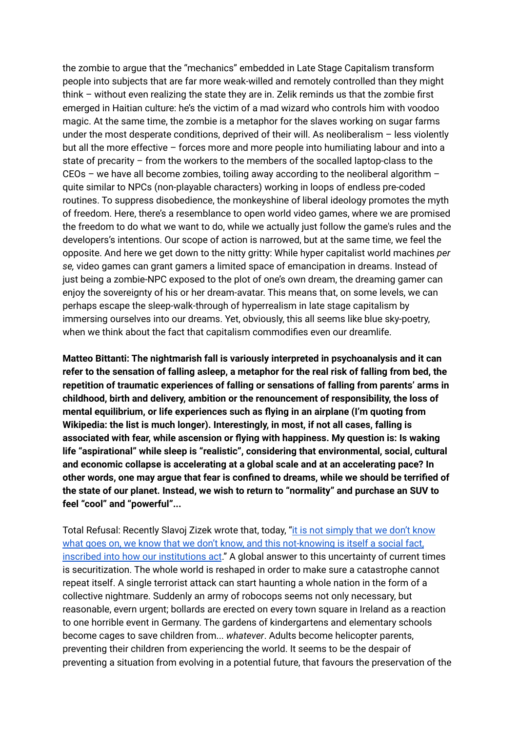the zombie to argue that the "mechanics" embedded in Late Stage Capitalism transform people into subjects that are far more weak-willed and remotely controlled than they might think – without even realizing the state they are in. Zelik reminds us that the zombie first emerged in Haitian culture: he's the victim of a mad wizard who controls him with voodoo magic. At the same time, the zombie is a metaphor for the slaves working on sugar farms under the most desperate conditions, deprived of their will. As neoliberalism – less violently but all the more effective – forces more and more people into humiliating labour and into a state of precarity – from the workers to the members of the socalled laptop-class to the CEOs – we have all become zombies, toiling away according to the neoliberal algorithm – quite similar to NPCs (non-playable characters) working in loops of endless pre-coded routines. To suppress disobedience, the monkeyshine of liberal ideology promotes the myth of freedom. Here, there's a resemblance to open world video games, where we are promised the freedom to do what we want to do, while we actually just follow the game's rules and the developers's intentions. Our scope of action is narrowed, but at the same time, we feel the opposite. And here we get down to the nitty gritty: While hyper capitalist world machines *per se,* video games can grant gamers a limited space of emancipation in dreams. Instead of just being a zombie-NPC exposed to the plot of one's own dream, the dreaming gamer can enjoy the sovereignty of his or her dream-avatar. This means that, on some levels, we can perhaps escape the sleep-walk-through of hyperrealism in late stage capitalism by immersing ourselves into our dreams. Yet, obviously, this all seems like blue sky-poetry, when we think about the fact that capitalism commodifies even our dreamlife.

**Matteo Bittanti: The nightmarish fall is variously interpreted in psychoanalysis and it can refer to the sensation of falling asleep, a metaphor for the real risk of falling from bed, the repetition of traumatic experiences of falling or sensations of falling from parents' arms in childhood, birth and delivery, ambition or the renouncement of responsibility, the loss of mental equilibrium, or life experiences such as flying in an airplane (I'm quoting from Wikipedia: the list is much longer). Interestingly, in most, if not all cases, falling is associated with fear, while ascension or flying with happiness. My question is: Is waking life "aspirational" while sleep is "realistic", considering that environmental, social, cultural and economic collapse is accelerating at a global scale and at an accelerating pace? In other words, one may argue that fear is confined to dreams, while we should be terrified of the state of our planet. Instead, we wish to return to "normality" and purchase an SUV to feel "cool" and "powerful"...**

Total Refusal: Recently Slavoj Zizek wrote that, today, "it is not simply that we don't know what goes on, we know that we don't know, and this not-knowing is itself a social fact, inscribed into how our institutions act." A global answer to this uncertainty of current times is securitization. The whole world is reshaped in order to make sure a catastrophe cannot repeat itself. A single terrorist attack can start haunting a whole nation in the form of a collective nightmare. Suddenly an army of robocops seems not only necessary, but reasonable, evern urgent; bollards are erected on every town square in Ireland as a reaction to one horrible event in Germany. The gardens of kindergartens and elementary schools become cages to save children from... *whatever*. Adults become helicopter parents, preventing their children from experiencing the world. It seems to be the despair of preventing a situation from evolving in a potential future, that favours the preservation of the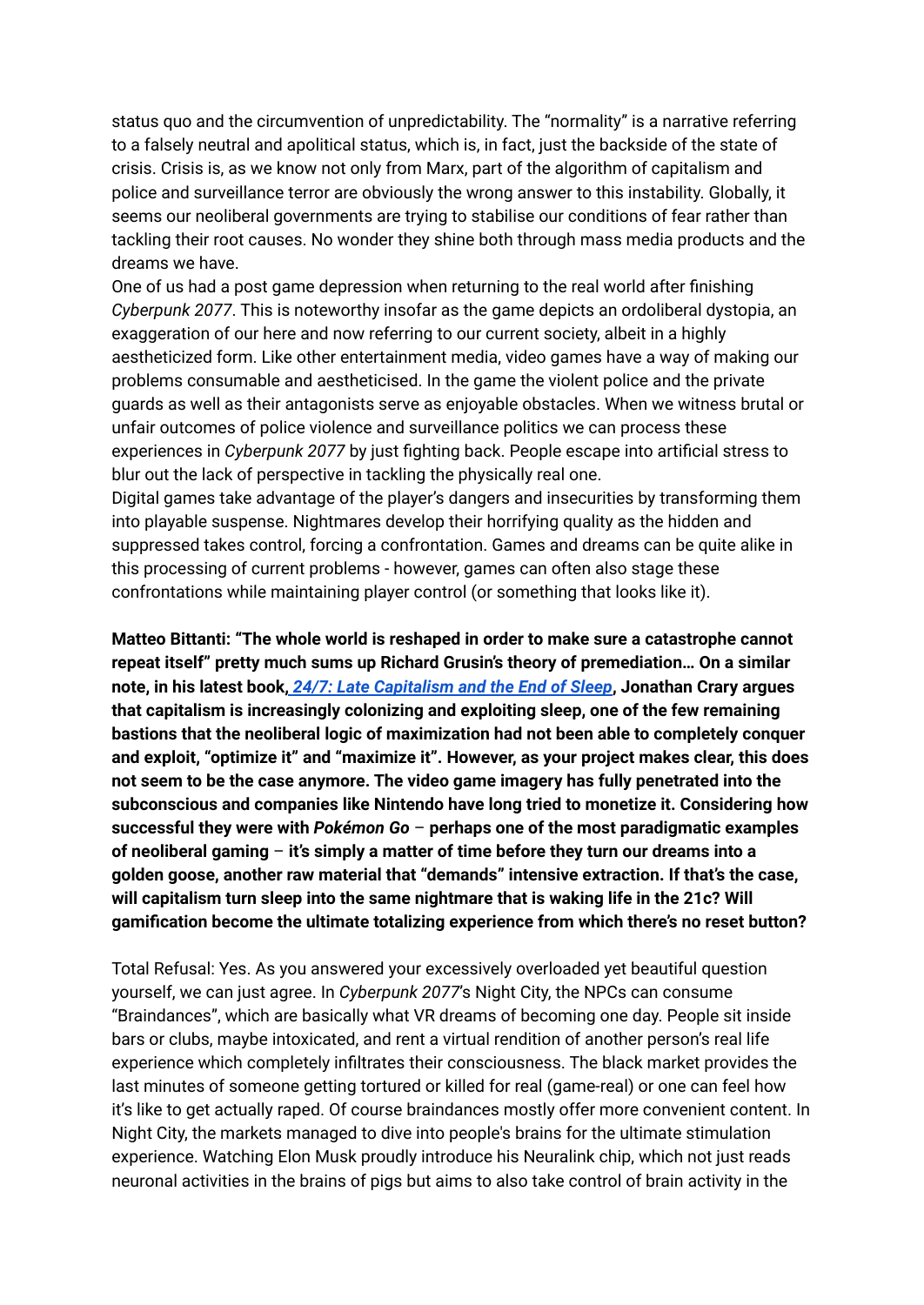status quo and the circumvention of unpredictability. The "normality" is a narrative referring to a falsely neutral and apolitical status, which is, in fact, just the backside of the state of crisis. Crisis is, as we know not only from Marx, part of the algorithm of capitalism and police and surveillance terror are obviously the wrong answer to this instability. Globally, it seems our neoliberal governments are trying to stabilise our conditions of fear rather than tackling their root causes. No wonder they shine both through mass media products and the dreams we have.

One of us had a post game depression when returning to the real world after finishing *Cyberpunk 2077*. This is noteworthy insofar as the game depicts an ordoliberal dystopia, an exaggeration of our here and now referring to our current society, albeit in a highly aestheticized form. Like other entertainment media, video games have a way of making our problems consumable and aestheticised. In the game the violent police and the private guards as well as their antagonists serve as enjoyable obstacles. When we witness brutal or unfair outcomes of police violence and surveillance politics we can process these experiences in *Cyberpunk 2077* by just fighting back. People escape into artificial stress to blur out the lack of perspective in tackling the physically real one.

Digital games take advantage of the player's dangers and insecurities by transforming them into playable suspense. Nightmares develop their horrifying quality as the hidden and suppressed takes control, forcing a confrontation. Games and dreams can be quite alike in this processing of current problems - however, games can often also stage these confrontations while maintaining player control (or something that looks like it).

**Matteo Bittanti: "The whole world is reshaped in order to make sure a catastrophe cannot repeat itself" pretty much sums up Richard Grusin's theory of premediation… On a similar note, in his latest book, *24/7: Late Capitalism and the End of Sleep*, Jonathan Crary argues that capitalism is increasingly colonizing and exploiting sleep, one of the few remaining bastions that the neoliberal logic of maximization had not been able to completely conquer and exploit, "optimize it" and "maximize it". However, as your project makes clear, this does not seem to be the case anymore. The video game imagery has fully penetrated into the subconscious and companies like Nintendo have long tried to monetize it. Considering how successful they were with *Pokémon Go* – perhaps one of the most paradigmatic examples of neoliberal gaming – it's simply a matter of time before they turn our dreams into a golden goose, another raw material that "demands" intensive extraction. If that's the case, will capitalism turn sleep into the same nightmare that is waking life in the 21c? Will gamification become the ultimate totalizing experience from which there's no reset button?**

Total Refusal: Yes. As you answered your excessively overloaded yet beautiful question yourself, we can just agree. In *Cyberpunk 2077*'s Night City, the NPCs can consume "Braindances", which are basically what VR dreams of becoming one day. People sit inside bars or clubs, maybe intoxicated, and rent a virtual rendition of another person's real life experience which completely infiltrates their consciousness. The black market provides the last minutes of someone getting tortured or killed for real (game-real) or one can feel how it's like to get actually raped. Of course braindances mostly offer more convenient content. In Night City, the markets managed to dive into people's brains for the ultimate stimulation experience. Watching Elon Musk proudly introduce his Neuralink chip, which not just reads neuronal activities in the brains of pigs but aims to also take control of brain activity in the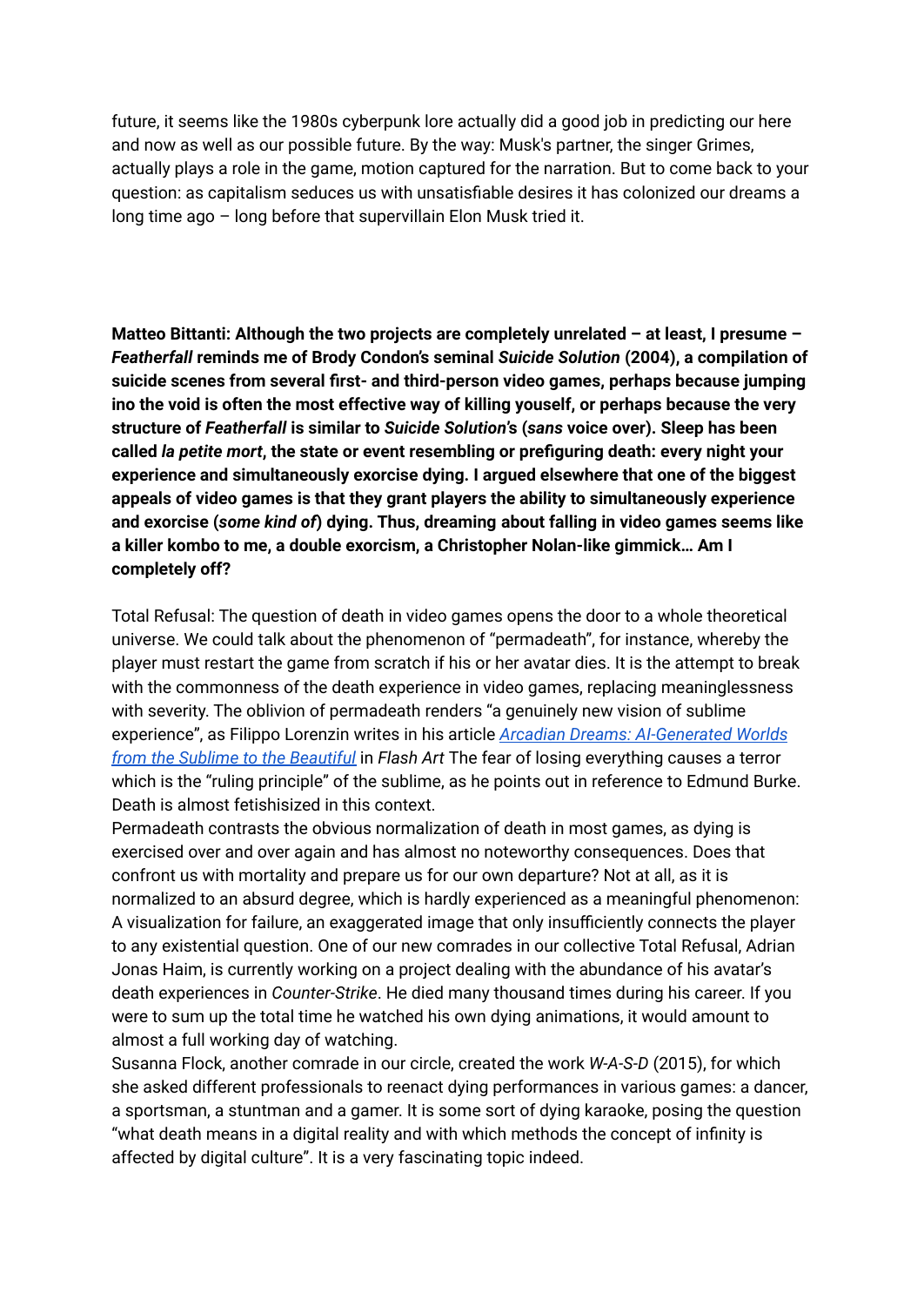future, it seems like the 1980s cyberpunk lore actually did a good job in predicting our here and now as well as our possible future. By the way: Musk's partner, the singer Grimes, actually plays a role in the game, motion captured for the narration. But to come back to your question: as capitalism seduces us with unsatisfiable desires it has colonized our dreams a long time ago – long before that supervillain Elon Musk tried it.

**Matteo Bittanti: Although the two projects are completely unrelated – at least, I presume – *Featherfall* reminds me of Brody Condon's seminal *Suicide Solution* (2004), a compilation of suicide scenes from several first- and third-person video games, perhaps because jumping ino the void is often the most effective way of killing youself, or perhaps because the very structure of *Featherfall* is similar to *Suicide Solution*'s (*sans* voice over). Sleep has been called *la petite mort*, the state or event resembling or prefiguring death: every night your experience and simultaneously exorcise dying. I argued elsewhere that one of the biggest appeals of video games is that they grant players the ability to simultaneously experience and exorcise (*some kind of*) dying. Thus, dreaming about falling in video games seems like a killer kombo to me, a double exorcism, a Christopher Nolan-like gimmick… Am I completely off?**

Total Refusal: The question of death in video games opens the door to a whole theoretical universe. We could talk about the phenomenon of "permadeath", for instance, whereby the player must restart the game from scratch if his or her avatar dies. It is the attempt to break with the commonness of the death experience in video games, replacing meaninglessness with severity. The oblivion of permadeath renders "a genuinely new vision of sublime experience", as Filippo Lorenzin writes in his article [*Arcadian Dreams: AI-Generated Worlds from the Sublime to the Beautiful*]() in *Flash Art* The fear of losing everything causes a terror which is the "ruling principle" of the sublime, as he points out in reference to Edmund Burke. Death is almost fetishisized in this context.
Permadeath contrasts the obvious normalization of death in most games, as dying is exercised over and over again and has almost no noteworthy consequences. Does that confront us with mortality and prepare us for our own departure? Not at all, as it is normalized to an absurd degree, which is hardly experienced as a meaningful phenomenon: A visualization for failure, an exaggerated image that only insufficiently connects the player to any existential question. One of our new comrades in our collective Total Refusal, Adrian Jonas Haim, is currently working on a project dealing with the abundance of his avatar's death experiences in *Counter-Strike*. He died many thousand times during his career. If you were to sum up the total time he watched his own dying animations, it would amount to almost a full working day of watching.
Susanna Flock, another comrade in our circle, created the work *W-A-S-D* (2015), for which she asked different professionals to reenact dying performances in various games: a dancer, a sportsman, a stuntman and a gamer. It is some sort of dying karaoke, posing the question "what death means in a digital reality and with which methods the concept of infinity is affected by digital culture". It is a very fascinating topic indeed.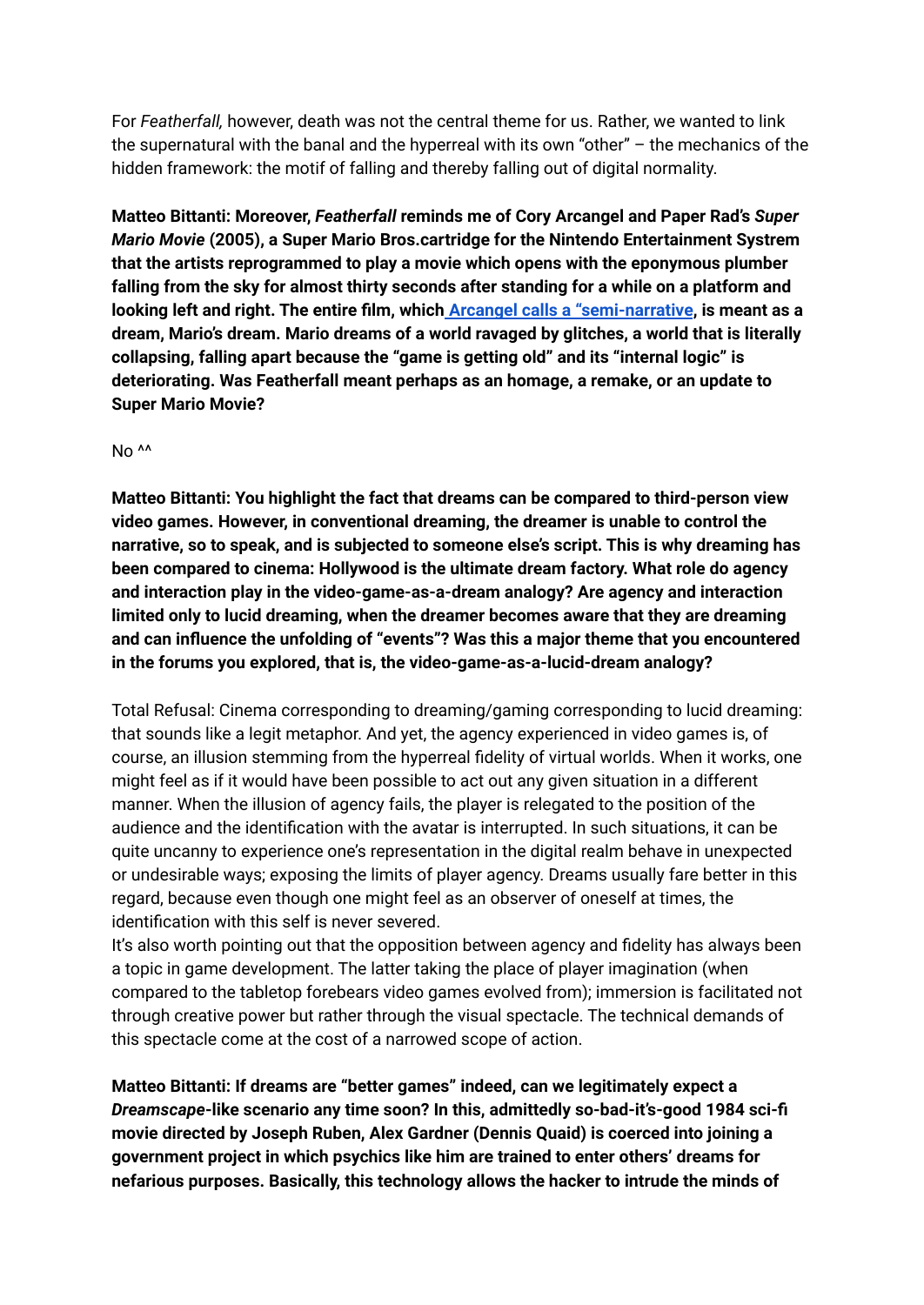For *Featherfall,* however, death was not the central theme for us. Rather, we wanted to link the supernatural with the banal and the hyperreal with its own "other" – the mechanics of the hidden framework: the motif of falling and thereby falling out of digital normality.

**Matteo Bittanti: Moreover, *Featherfall* reminds me of Cory Arcangel and Paper Rad's *Super Mario Movie* (2005), a Super Mario Bros.cartridge for the Nintendo Entertainment Systrem that the artists reprogrammed to play a movie which opens with the eponymous plumber falling from the sky for almost thirty seconds after standing for a while on a platform and looking left and right. The entire film, which Arcangel calls a "semi-narrative, is meant as a dream, Mario's dream. Mario dreams of a world ravaged by glitches, a world that is literally collapsing, falling apart because the "game is getting old" and its "internal logic" is deteriorating. Was Featherfall meant perhaps as an homage, a remake, or an update to Super Mario Movie?**

No ^^

**Matteo Bittanti: You highlight the fact that dreams can be compared to third-person view video games. However, in conventional dreaming, the dreamer is unable to control the narrative, so to speak, and is subjected to someone else's script. This is why dreaming has been compared to cinema: Hollywood is the ultimate dream factory. What role do agency and interaction play in the video-game-as-a-dream analogy? Are agency and interaction limited only to lucid dreaming, when the dreamer becomes aware that they are dreaming and can influence the unfolding of "events"? Was this a major theme that you encountered in the forums you explored, that is, the video-game-as-a-lucid-dream analogy?**

Total Refusal: Cinema corresponding to dreaming/gaming corresponding to lucid dreaming: that sounds like a legit metaphor. And yet, the agency experienced in video games is, of course, an illusion stemming from the hyperreal fidelity of virtual worlds. When it works, one might feel as if it would have been possible to act out any given situation in a different manner. When the illusion of agency fails, the player is relegated to the position of the audience and the identification with the avatar is interrupted. In such situations, it can be quite uncanny to experience one's representation in the digital realm behave in unexpected or undesirable ways; exposing the limits of player agency. Dreams usually fare better in this regard, because even though one might feel as an observer of oneself at times, the identification with this self is never severed.

It's also worth pointing out that the opposition between agency and fidelity has always been a topic in game development. The latter taking the place of player imagination (when compared to the tabletop forebears video games evolved from); immersion is facilitated not through creative power but rather through the visual spectacle. The technical demands of this spectacle come at the cost of a narrowed scope of action.

**Matteo Bittanti: If dreams are "better games" indeed, can we legitimately expect a *Dreamscape*-like scenario any time soon? In this, admittedly so-bad-it's-good 1984 sci-fi movie directed by Joseph Ruben, Alex Gardner (Dennis Quaid) is coerced into joining a government project in which psychics like him are trained to enter others' dreams for nefarious purposes. Basically, this technology allows the hacker to intrude the minds of**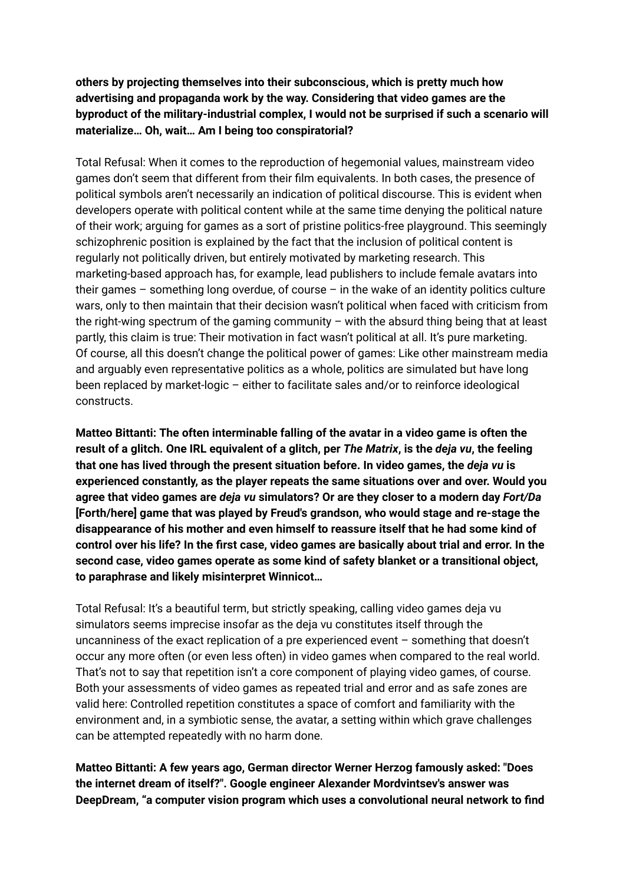**others by projecting themselves into their subconscious, which is pretty much how advertising and propaganda work by the way. Considering that video games are the byproduct of the military-industrial complex, I would not be surprised if such a scenario will materialize… Oh, wait… Am I being too conspiratorial?**

Total Refusal: When it comes to the reproduction of hegemonial values, mainstream video games don't seem that different from their film equivalents. In both cases, the presence of political symbols aren't necessarily an indication of political discourse. This is evident when developers operate with political content while at the same time denying the political nature of their work; arguing for games as a sort of pristine politics-free playground. This seemingly schizophrenic position is explained by the fact that the inclusion of political content is regularly not politically driven, but entirely motivated by marketing research. This marketing-based approach has, for example, lead publishers to include female avatars into their games – something long overdue, of course – in the wake of an identity politics culture wars, only to then maintain that their decision wasn't political when faced with criticism from the right-wing spectrum of the gaming community – with the absurd thing being that at least partly, this claim is true: Their motivation in fact wasn't political at all. It's pure marketing. Of course, all this doesn't change the political power of games: Like other mainstream media and arguably even representative politics as a whole, politics are simulated but have long been replaced by market-logic – either to facilitate sales and/or to reinforce ideological constructs.

**Matteo Bittanti: The often interminable falling of the avatar in a video game is often the result of a glitch. One IRL equivalent of a glitch, per *The Matrix*, is the *deja vu*, the feeling that one has lived through the present situation before. In video games, the *deja vu* is experienced constantly, as the player repeats the same situations over and over. Would you agree that video games are *deja vu* simulators? Or are they closer to a modern day *Fort/Da* [Forth/here] game that was played by Freud's grandson, who would stage and re-stage the disappearance of his mother and even himself to reassure itself that he had some kind of control over his life? In the first case, video games are basically about trial and error. In the second case, video games operate as some kind of safety blanket or a transitional object, to paraphrase and likely misinterpret Winnicot…**

Total Refusal: It's a beautiful term, but strictly speaking, calling video games deja vu simulators seems imprecise insofar as the deja vu constitutes itself through the uncanniness of the exact replication of a pre experienced event – something that doesn't occur any more often (or even less often) in video games when compared to the real world. That's not to say that repetition isn't a core component of playing video games, of course. Both your assessments of video games as repeated trial and error and as safe zones are valid here: Controlled repetition constitutes a space of comfort and familiarity with the environment and, in a symbiotic sense, the avatar, a setting within which grave challenges can be attempted repeatedly with no harm done.

**Matteo Bittanti: A few years ago, German director Werner Herzog famously asked: "Does the internet dream of itself?". Google engineer Alexander Mordvintsev's answer was DeepDream, "a computer vision program which uses a convolutional neural network to find**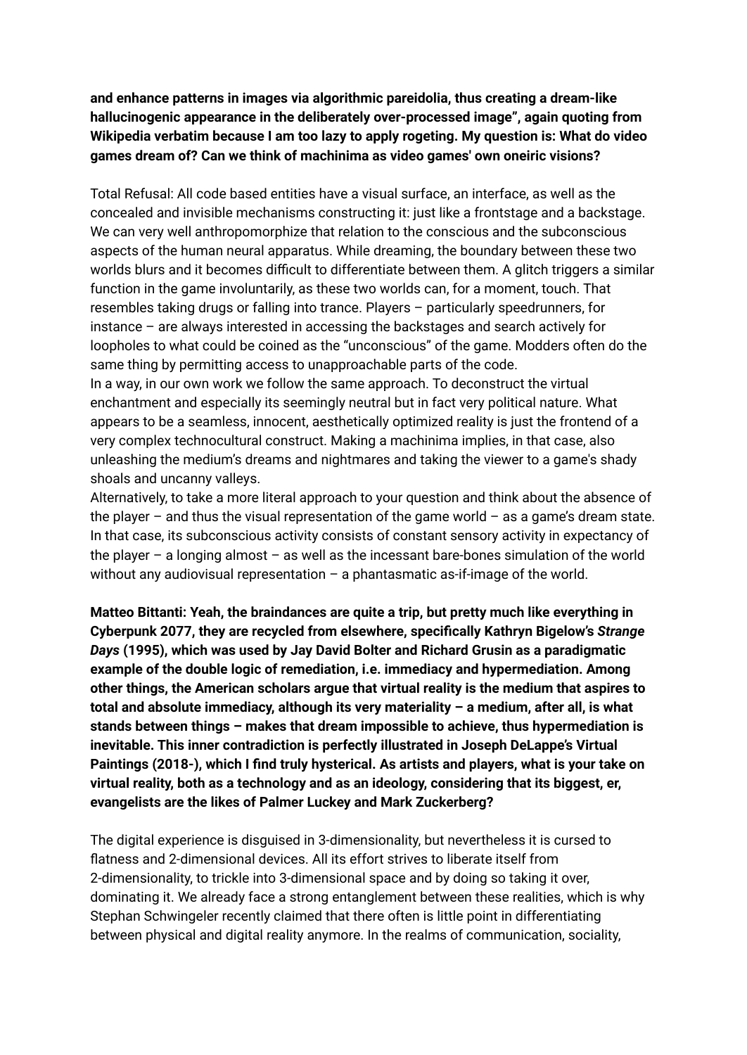**and enhance patterns in images via algorithmic pareidolia, thus creating a dream-like hallucinogenic appearance in the deliberately over-processed image", again quoting from Wikipedia verbatim because I am too lazy to apply rogeting. My question is: What do video games dream of? Can we think of machinima as video games' own oneiric visions?**

Total Refusal: All code based entities have a visual surface, an interface, as well as the concealed and invisible mechanisms constructing it: just like a frontstage and a backstage. We can very well anthropomorphize that relation to the conscious and the subconscious aspects of the human neural apparatus. While dreaming, the boundary between these two worlds blurs and it becomes difficult to differentiate between them. A glitch triggers a similar function in the game involuntarily, as these two worlds can, for a moment, touch. That resembles taking drugs or falling into trance. Players – particularly speedrunners, for instance – are always interested in accessing the backstages and search actively for loopholes to what could be coined as the "unconscious" of the game. Modders often do the same thing by permitting access to unapproachable parts of the code.

In a way, in our own work we follow the same approach. To deconstruct the virtual enchantment and especially its seemingly neutral but in fact very political nature. What appears to be a seamless, innocent, aesthetically optimized reality is just the frontend of a very complex technocultural construct. Making a machinima implies, in that case, also unleashing the medium's dreams and nightmares and taking the viewer to a game's shady shoals and uncanny valleys.

Alternatively, to take a more literal approach to your question and think about the absence of the player – and thus the visual representation of the game world – as a game's dream state. In that case, its subconscious activity consists of constant sensory activity in expectancy of the player – a longing almost – as well as the incessant bare-bones simulation of the world without any audiovisual representation – a phantasmatic as-if-image of the world.

**Matteo Bittanti: Yeah, the braindances are quite a trip, but pretty much like everything in Cyberpunk 2077, they are recycled from elsewhere, specifically Kathryn Bigelow's *Strange Days* (1995), which was used by Jay David Bolter and Richard Grusin as a paradigmatic example of the double logic of remediation, i.e. immediacy and hypermediation. Among other things, the American scholars argue that virtual reality is the medium that aspires to total and absolute immediacy, although its very materiality – a medium, after all, is what stands between things – makes that dream impossible to achieve, thus hypermediation is inevitable. This inner contradiction is perfectly illustrated in Joseph DeLappe's Virtual Paintings (2018-), which I find truly hysterical. As artists and players, what is your take on virtual reality, both as a technology and as an ideology, considering that its biggest, er, evangelists are the likes of Palmer Luckey and Mark Zuckerberg?**

The digital experience is disguised in 3-dimensionality, but nevertheless it is cursed to flatness and 2-dimensional devices. All its effort strives to liberate itself from 2-dimensionality, to trickle into 3-dimensional space and by doing so taking it over, dominating it. We already face a strong entanglement between these realities, which is why Stephan Schwingeler recently claimed that there often is little point in differentiating between physical and digital reality anymore. In the realms of communication, sociality,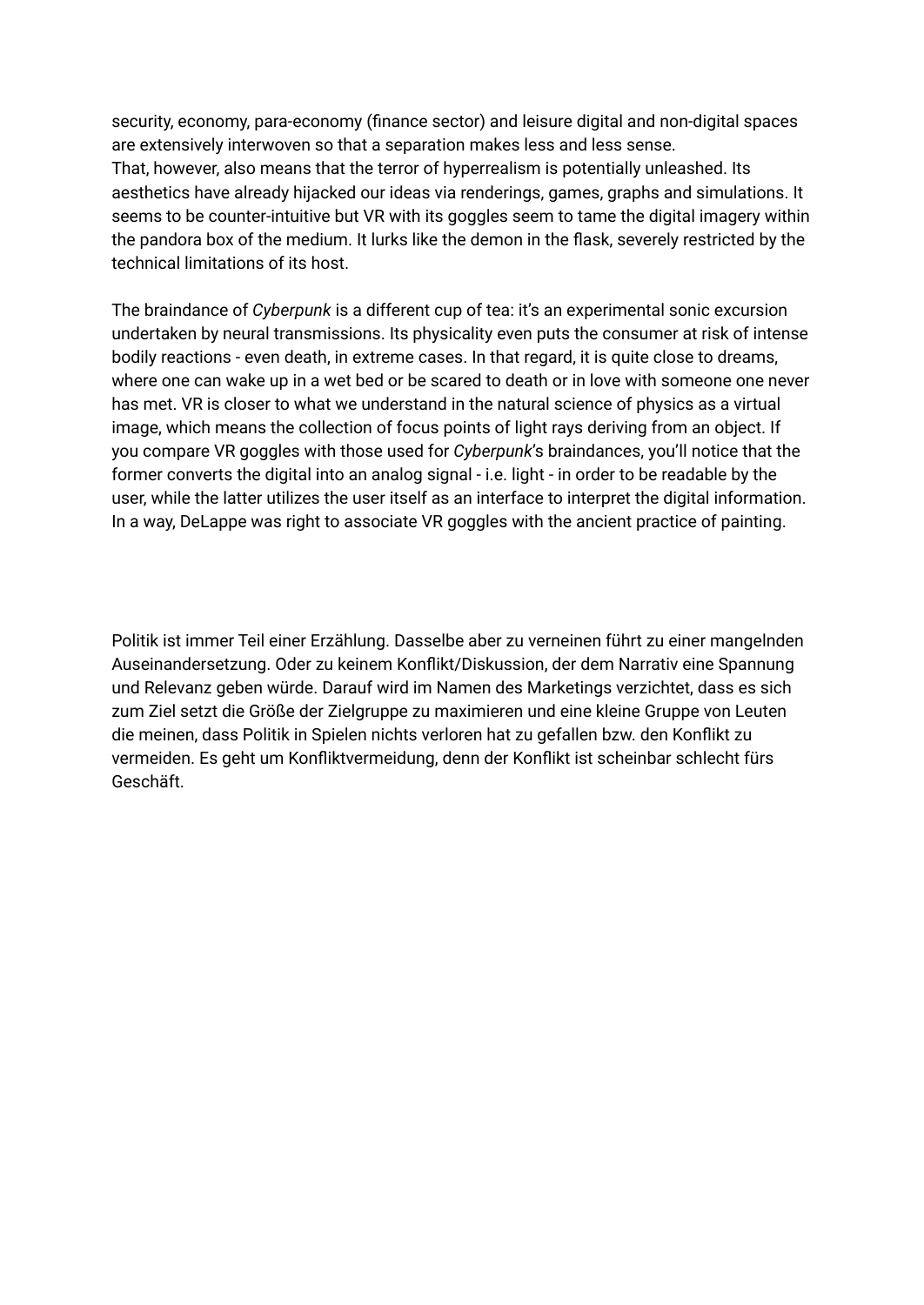security, economy, para-economy (finance sector) and leisure digital and non-digital spaces are extensively interwoven so that a separation makes less and less sense.
That, however, also means that the terror of hyperrealism is potentially unleashed. Its aesthetics have already hijacked our ideas via renderings, games, graphs and simulations. It seems to be counter-intuitive but VR with its goggles seem to tame the digital imagery within the pandora box of the medium. It lurks like the demon in the flask, severely restricted by the technical limitations of its host.

The braindance of *Cyberpunk* is a different cup of tea: it's an experimental sonic excursion undertaken by neural transmissions. Its physicality even puts the consumer at risk of intense bodily reactions - even death, in extreme cases. In that regard, it is quite close to dreams, where one can wake up in a wet bed or be scared to death or in love with someone one never has met. VR is closer to what we understand in the natural science of physics as a virtual image, which means the collection of focus points of light rays deriving from an object. If you compare VR goggles with those used for *Cyberpunk*'s braindances, you'll notice that the former converts the digital into an analog signal - i.e. light - in order to be readable by the user, while the latter utilizes the user itself as an interface to interpret the digital information. In a way, DeLappe was right to associate VR goggles with the ancient practice of painting.

Politik ist immer Teil einer Erzählung. Dasselbe aber zu verneinen führt zu einer mangelnden Auseinandersetzung. Oder zu keinem Konflikt/Diskussion, der dem Narrativ eine Spannung und Relevanz geben würde. Darauf wird im Namen des Marketings verzichtet, dass es sich zum Ziel setzt die Größe der Zielgruppe zu maximieren und eine kleine Gruppe von Leuten die meinen, dass Politik in Spielen nichts verloren hat zu gefallen bzw. den Konflikt zu vermeiden. Es geht um Konfliktvermeidung, denn der Konflikt ist scheinbar schlecht fürs Geschäft.